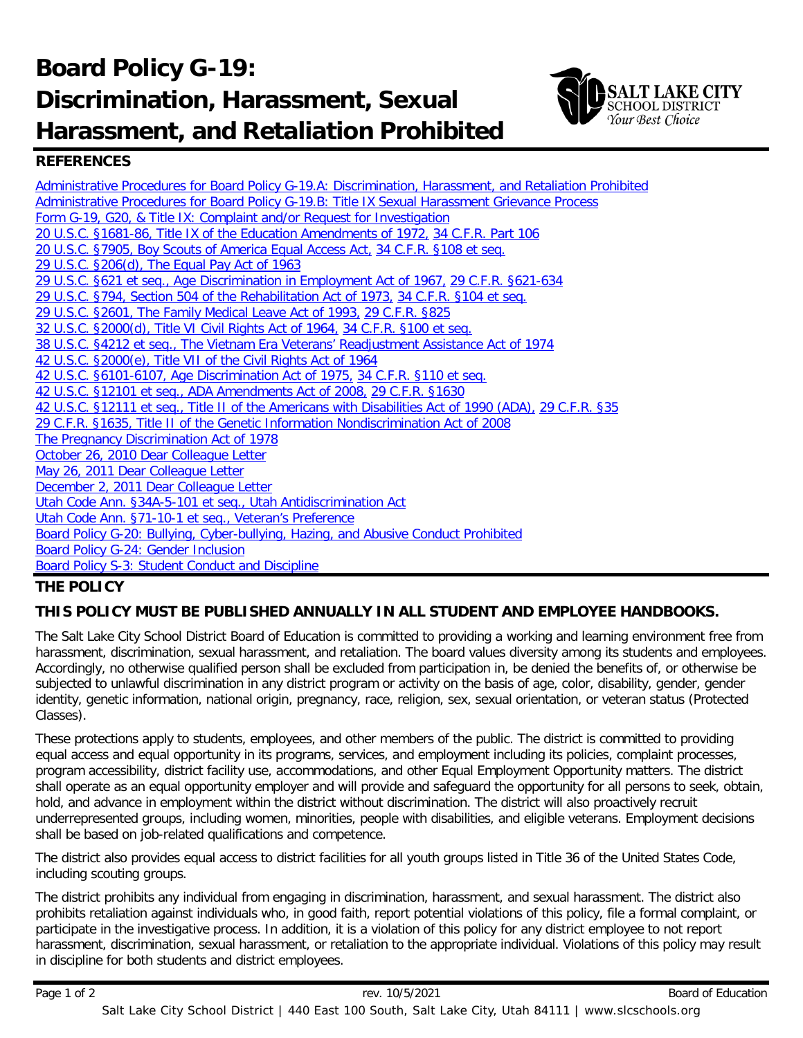# Board Policy G-19: Discrimination, Harassment, Sexual Harassment, and Retaliation Prohibited

## REFERENCES

Administrative Procedures for Board Policy G-19.A: Discrimination, Harassment, and Retaliation Prohibited
Administrative Procedures for Board Policy G-19.B: Title IX Sexual Harassment Grievance Process
Form G-19, G20, & Title IX: Complaint and/or Request for Investigation
20 U.S.C. §1681-86, Title IX of the Education Amendments of 1972, 34 C.F.R. Part 106
20 U.S.C. §7905, Boy Scouts of America Equal Access Act, 34 C.F.R. §108 et seq.
29 U.S.C. §206(d), The Equal Pay Act of 1963
29 U.S.C. §621 et seq., Age Discrimination in Employment Act of 1967, 29 C.F.R. §621-634
29 U.S.C. §794, Section 504 of the Rehabilitation Act of 1973, 34 C.F.R. §104 et seq.
29 U.S.C. §2601, The Family Medical Leave Act of 1993, 29 C.F.R. §825
32 U.S.C. §2000(d), Title VI Civil Rights Act of 1964, 34 C.F.R. §100 et seq.
38 U.S.C. §4212 et seq., The Vietnam Era Veterans' Readjustment Assistance Act of 1974
42 U.S.C. §2000(e), Title VII of the Civil Rights Act of 1964
42 U.S.C. §6101-6107, Age Discrimination Act of 1975, 34 C.F.R. §110 et seq.
42 U.S.C. §12101 et seq., ADA Amendments Act of 2008, 29 C.F.R. §1630
42 U.S.C. §12111 et seq., Title II of the Americans with Disabilities Act of 1990 (ADA), 29 C.F.R. §35
29 C.F.R. §1635, Title II of the Genetic Information Nondiscrimination Act of 2008
The Pregnancy Discrimination Act of 1978
October 26, 2010 Dear Colleague Letter
May 26, 2011 Dear Colleague Letter
December 2, 2011 Dear Colleague Letter
Utah Code Ann. §34A-5-101 et seq., Utah Antidiscrimination Act
Utah Code Ann. §71-10-1 et seq., Veteran's Preference
Board Policy G-20: Bullying, Cyber-bullying, Hazing, and Abusive Conduct Prohibited
Board Policy G-24: Gender Inclusion
Board Policy S-3: Student Conduct and Discipline

## THE POLICY

### THIS POLICY MUST BE PUBLISHED ANNUALLY IN ALL STUDENT AND EMPLOYEE HANDBOOKS.

The Salt Lake City School District Board of Education is committed to providing a working and learning environment free from harassment, discrimination, sexual harassment, and retaliation. The board values diversity among its students and employees. Accordingly, no otherwise qualified person shall be excluded from participation in, be denied the benefits of, or otherwise be subjected to unlawful discrimination in any district program or activity on the basis of age, color, disability, gender, gender identity, genetic information, national origin, pregnancy, race, religion, sex, sexual orientation, or veteran status (Protected Classes).

These protections apply to students, employees, and other members of the public. The district is committed to providing equal access and equal opportunity in its programs, services, and employment including its policies, complaint processes, program accessibility, district facility use, accommodations, and other Equal Employment Opportunity matters. The district shall operate as an equal opportunity employer and will provide and safeguard the opportunity for all persons to seek, obtain, hold, and advance in employment within the district without discrimination. The district will also proactively recruit underrepresented groups, including women, minorities, people with disabilities, and eligible veterans. Employment decisions shall be based on job-related qualifications and competence.

The district also provides equal access to district facilities for all youth groups listed in Title 36 of the United States Code, including scouting groups.

The district prohibits any individual from engaging in discrimination, harassment, and sexual harassment. The district also prohibits retaliation against individuals who, in good faith, report potential violations of this policy, file a formal complaint, or participate in the investigative process. In addition, it is a violation of this policy for any district employee to not report harassment, discrimination, sexual harassment, or retaliation to the appropriate individual. Violations of this policy may result in discipline for both students and district employees.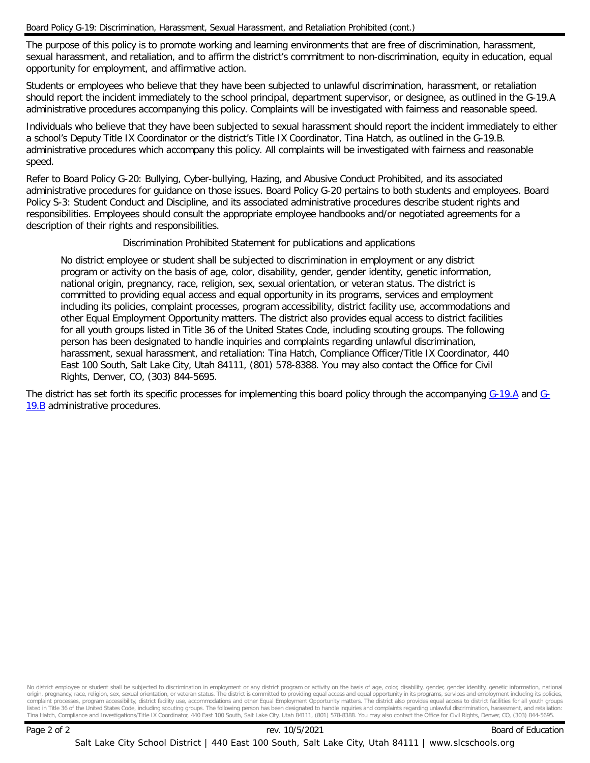The purpose of this policy is to promote working and learning environments that are free of discrimination, harassment, sexual harassment, and retaliation, and to affirm the district's commitment to non-discrimination, equity in education, equal opportunity for employment, and affirmative action.

Students or employees who believe that they have been subjected to unlawful discrimination, harassment, or retaliation should report the incident immediately to the school principal, department supervisor, or designee, as outlined in the G-19.A administrative procedures accompanying this policy. Complaints will be investigated with fairness and reasonable speed.

Individuals who believe that they have been subjected to sexual harassment should report the incident immediately to either a school's Deputy Title IX Coordinator or the district's Title IX Coordinator, Tina Hatch, as outlined in the G-19.B. administrative procedures which accompany this policy. All complaints will be investigated with fairness and reasonable speed.

Refer to Board Policy G-20: Bullying, Cyber-bullying, Hazing, and Abusive Conduct Prohibited, and its associated administrative procedures for guidance on those issues. Board Policy G-20 pertains to both students and employees. Board Policy S-3: Student Conduct and Discipline, and its associated administrative procedures describe student rights and responsibilities. Employees should consult the appropriate employee handbooks and/or negotiated agreements for a description of their rights and responsibilities.

Discrimination Prohibited Statement for publications and applications

> No district employee or student shall be subjected to discrimination in employment or any district program or activity on the basis of age, color, disability, gender, gender identity, genetic information, national origin, pregnancy, race, religion, sex, sexual orientation, or veteran status. The district is committed to providing equal access and equal opportunity in its programs, services and employment including its policies, complaint processes, program accessibility, district facility use, accommodations and other Equal Employment Opportunity matters. The district also provides equal access to district facilities for all youth groups listed in Title 36 of the United States Code, including scouting groups. The following person has been designated to handle inquiries and complaints regarding unlawful discrimination, harassment, sexual harassment, and retaliation: Tina Hatch, Compliance Officer/Title IX Coordinator, 440 East 100 South, Salt Lake City, Utah 84111, (801) 578-8388. You may also contact the Office for Civil Rights, Denver, CO, (303) 844-5695.

The district has set forth its specific processes for implementing this board policy through the accompanying G-19.A and G-19.B administrative procedures.